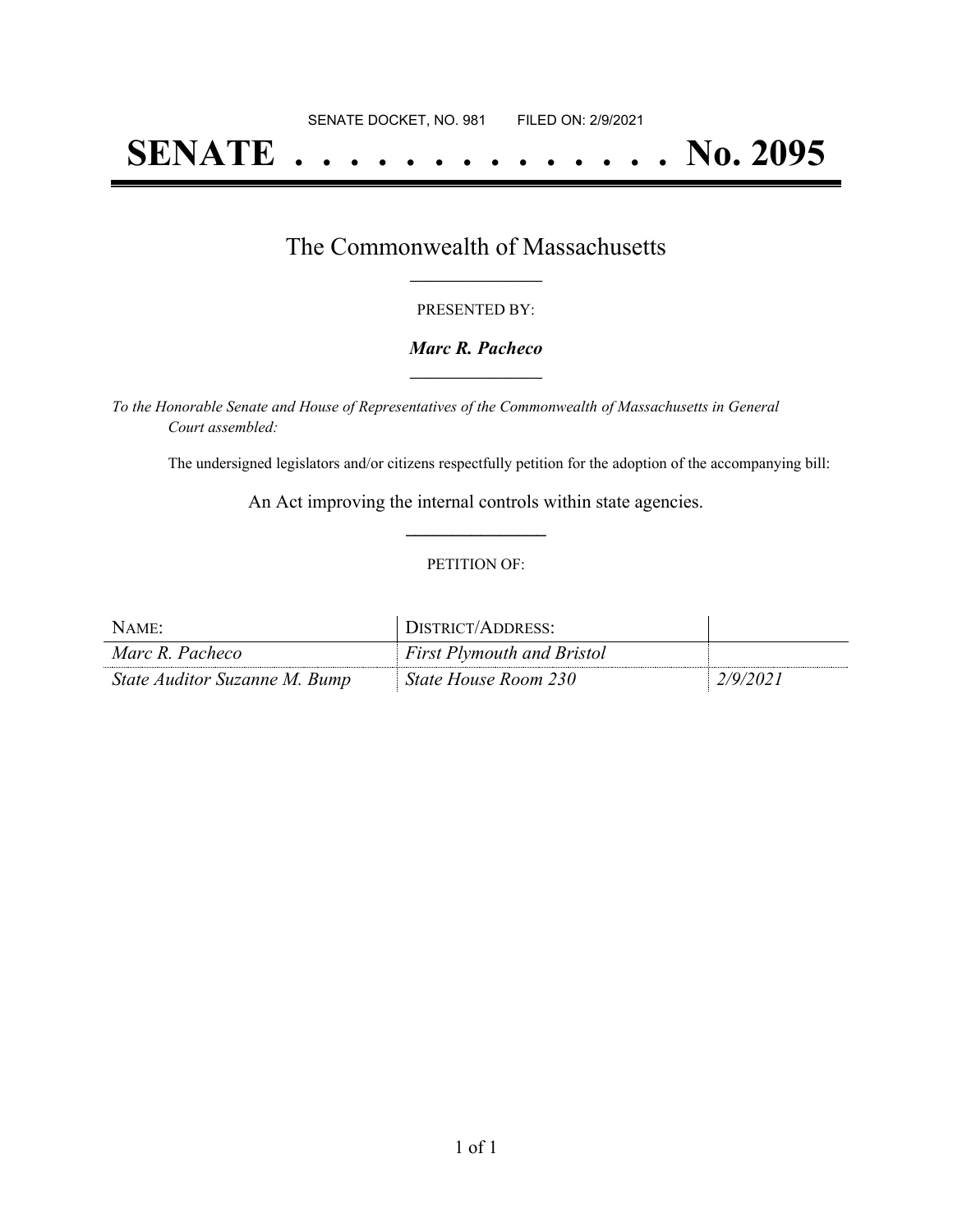SENATE DOCKET, NO. 981        FILED ON: 2/9/2021

# SENATE . . . . . . . . . . . . . . No. 2095

## The Commonwealth of Massachusetts

PRESENTED BY:

***Marc R. Pacheco***

*To the Honorable Senate and House of Representatives of the Commonwealth of Massachusetts in General Court assembled:*

The undersigned legislators and/or citizens respectfully petition for the adoption of the accompanying bill:

An Act improving the internal controls within state agencies.

PETITION OF:

| NAME: | DISTRICT/ADDRESS: | |
| --- | --- | --- |
| *Marc R. Pacheco* | *First Plymouth and Bristol* | |
| *State Auditor Suzanne M. Bump* | *State House Room 230* | *2/9/2021* |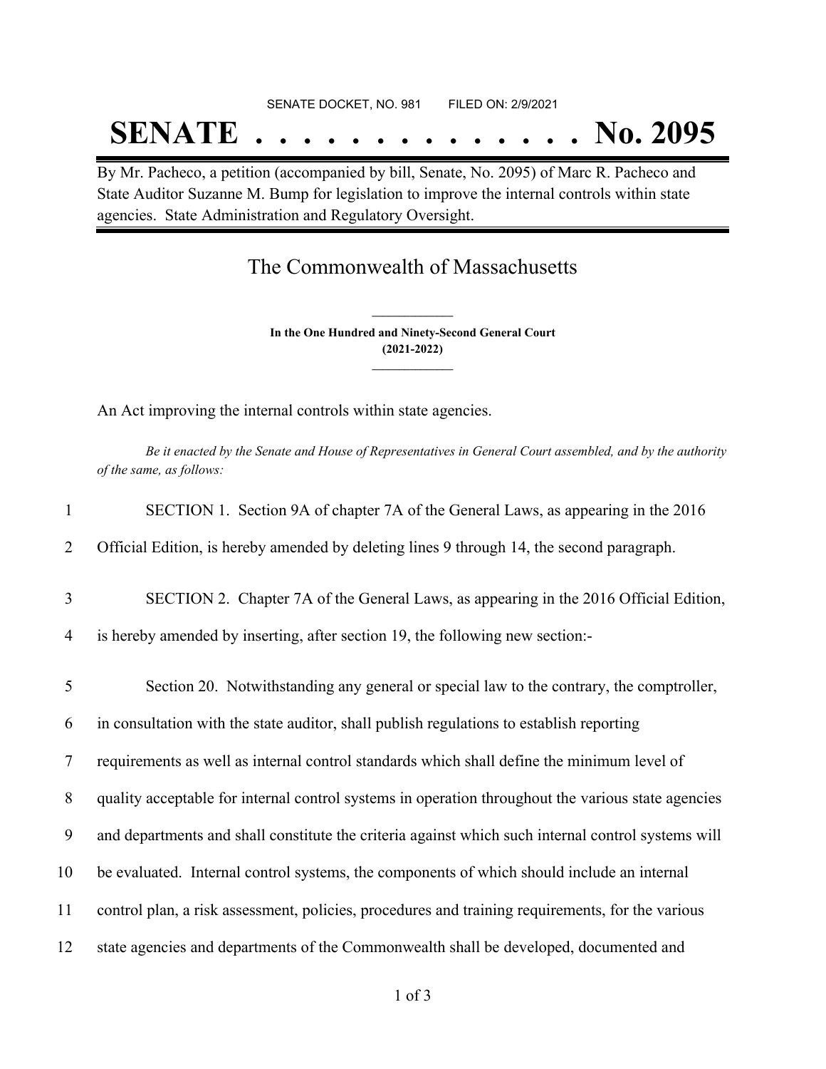SENATE DOCKET, NO. 981 FILED ON: 2/9/2021

# SENATE . . . . . . . . . . . . . . No. 2095

By Mr. Pacheco, a petition (accompanied by bill, Senate, No. 2095) of Marc R. Pacheco and State Auditor Suzanne M. Bump for legislation to improve the internal controls within state agencies. State Administration and Regulatory Oversight.

## The Commonwealth of Massachusetts

**In the One Hundred and Ninety-Second General Court (2021-2022)**

An Act improving the internal controls within state agencies.

*Be it enacted by the Senate and House of Representatives in General Court assembled, and by the authority of the same, as follows:*

1 SECTION 1. Section 9A of chapter 7A of the General Laws, as appearing in the 2016
2 Official Edition, is hereby amended by deleting lines 9 through 14, the second paragraph.

3 SECTION 2. Chapter 7A of the General Laws, as appearing in the 2016 Official Edition,
4 is hereby amended by inserting, after section 19, the following new section:-

5 Section 20. Notwithstanding any general or special law to the contrary, the comptroller,
6 in consultation with the state auditor, shall publish regulations to establish reporting
7 requirements as well as internal control standards which shall define the minimum level of
8 quality acceptable for internal control systems in operation throughout the various state agencies
9 and departments and shall constitute the criteria against which such internal control systems will
10 be evaluated. Internal control systems, the components of which should include an internal
11 control plan, a risk assessment, policies, procedures and training requirements, for the various
12 state agencies and departments of the Commonwealth shall be developed, documented and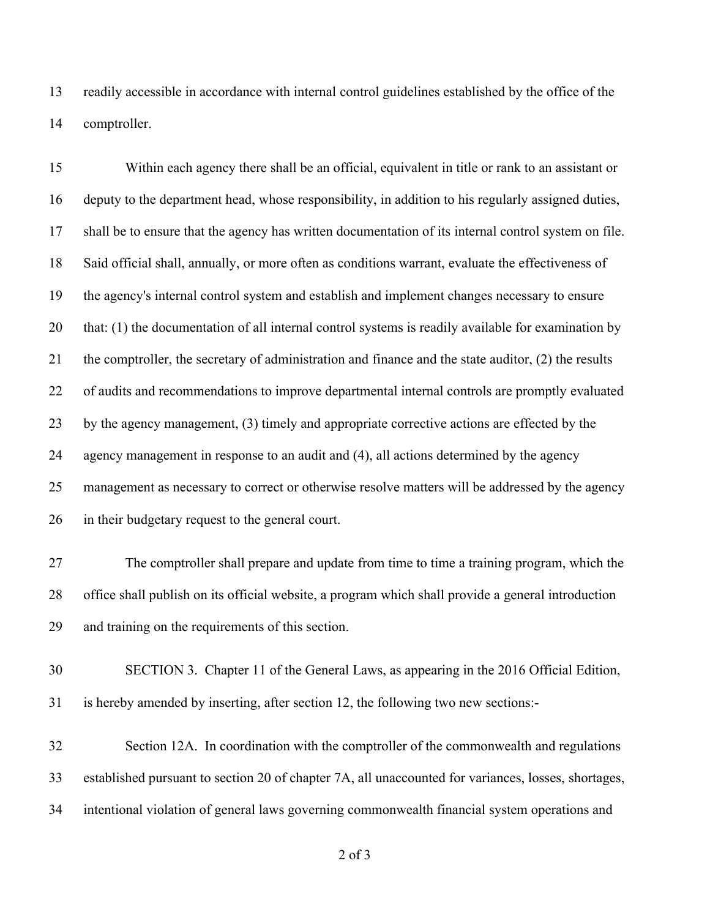readily accessible in accordance with internal control guidelines established by the office of the comptroller.

Within each agency there shall be an official, equivalent in title or rank to an assistant or deputy to the department head, whose responsibility, in addition to his regularly assigned duties, shall be to ensure that the agency has written documentation of its internal control system on file. Said official shall, annually, or more often as conditions warrant, evaluate the effectiveness of the agency's internal control system and establish and implement changes necessary to ensure that: (1) the documentation of all internal control systems is readily available for examination by the comptroller, the secretary of administration and finance and the state auditor, (2) the results of audits and recommendations to improve departmental internal controls are promptly evaluated by the agency management, (3) timely and appropriate corrective actions are effected by the agency management in response to an audit and (4), all actions determined by the agency management as necessary to correct or otherwise resolve matters will be addressed by the agency in their budgetary request to the general court.

The comptroller shall prepare and update from time to time a training program, which the office shall publish on its official website, a program which shall provide a general introduction and training on the requirements of this section.

SECTION 3. Chapter 11 of the General Laws, as appearing in the 2016 Official Edition, is hereby amended by inserting, after section 12, the following two new sections:-

Section 12A. In coordination with the comptroller of the commonwealth and regulations established pursuant to section 20 of chapter 7A, all unaccounted for variances, losses, shortages, intentional violation of general laws governing commonwealth financial system operations and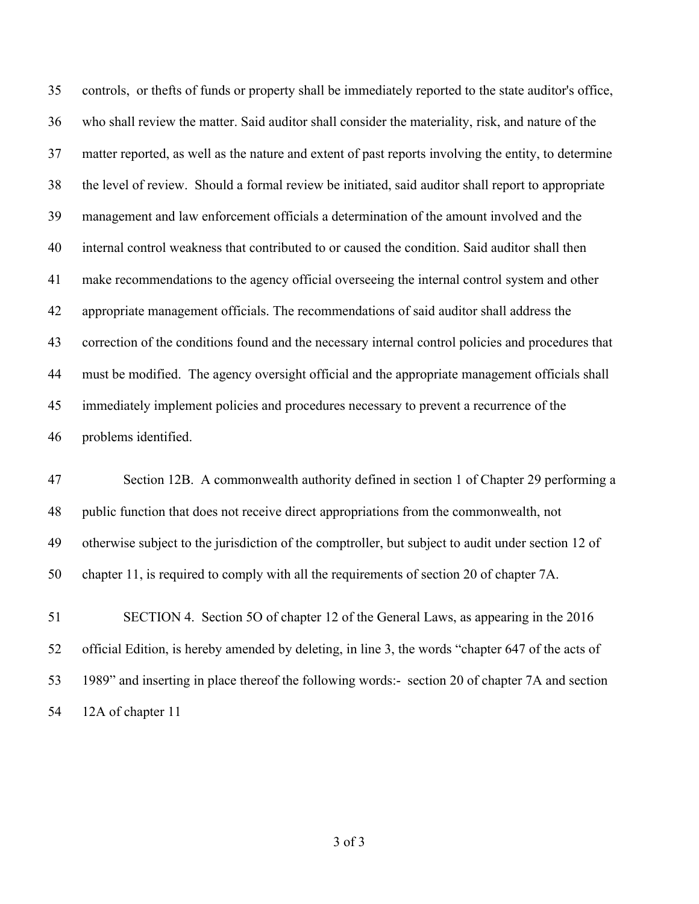controls, or thefts of funds or property shall be immediately reported to the state auditor's office, who shall review the matter. Said auditor shall consider the materiality, risk, and nature of the matter reported, as well as the nature and extent of past reports involving the entity, to determine the level of review. Should a formal review be initiated, said auditor shall report to appropriate management and law enforcement officials a determination of the amount involved and the internal control weakness that contributed to or caused the condition. Said auditor shall then make recommendations to the agency official overseeing the internal control system and other appropriate management officials. The recommendations of said auditor shall address the correction of the conditions found and the necessary internal control policies and procedures that must be modified. The agency oversight official and the appropriate management officials shall immediately implement policies and procedures necessary to prevent a recurrence of the problems identified.

Section 12B. A commonwealth authority defined in section 1 of Chapter 29 performing a public function that does not receive direct appropriations from the commonwealth, not otherwise subject to the jurisdiction of the comptroller, but subject to audit under section 12 of chapter 11, is required to comply with all the requirements of section 20 of chapter 7A.

SECTION 4. Section 5O of chapter 12 of the General Laws, as appearing in the 2016 official Edition, is hereby amended by deleting, in line 3, the words "chapter 647 of the acts of 1989" and inserting in place thereof the following words:- section 20 of chapter 7A and section 12A of chapter 11